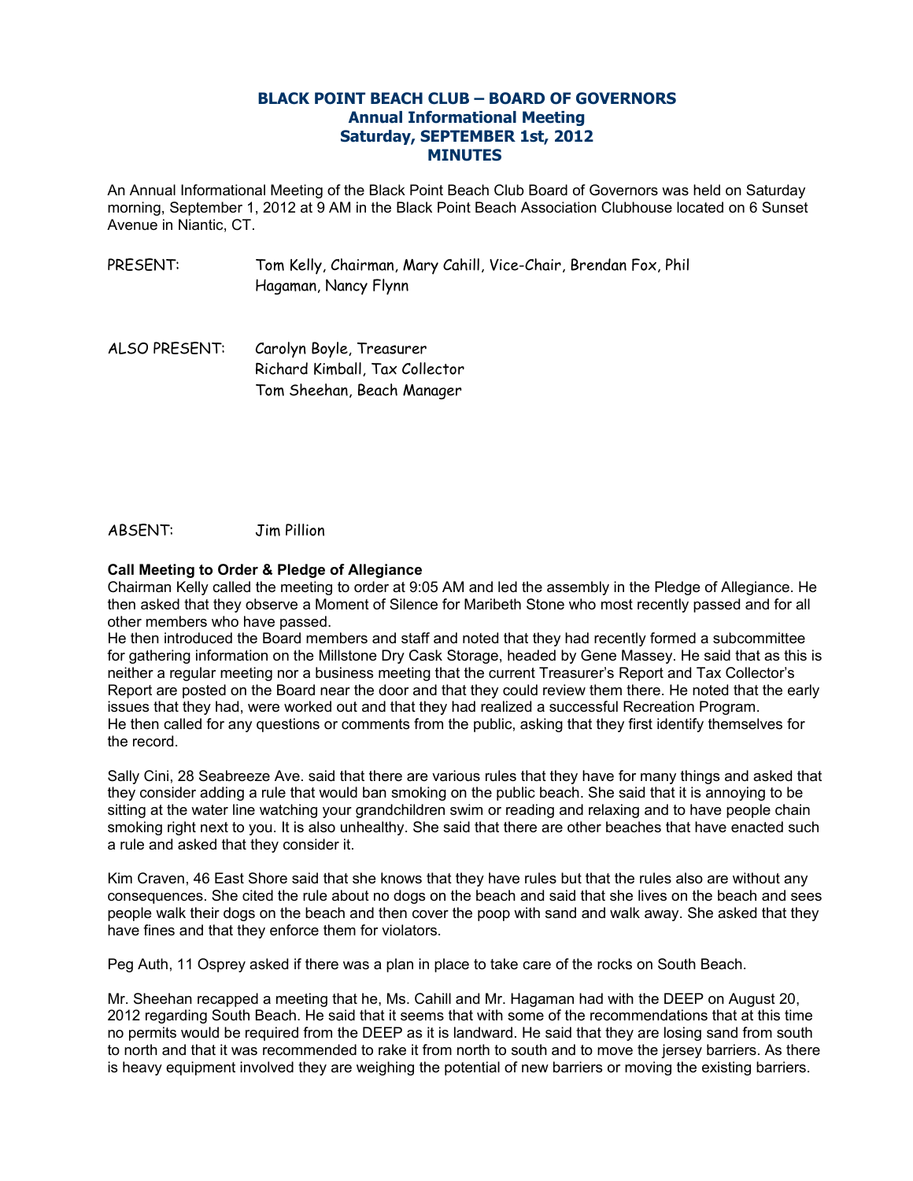# BLACK POINT BEACH CLUB – BOARD OF GOVERNORS
## Annual Informational Meeting
## Saturday, SEPTEMBER 1st, 2012
## MINUTES

An Annual Informational Meeting of the Black Point Beach Club Board of Governors was held on Saturday morning, September 1, 2012 at 9 AM in the Black Point Beach Association Clubhouse located on 6 Sunset Avenue in Niantic, CT.

PRESENT: Tom Kelly, Chairman, Mary Cahill, Vice-Chair, Brendan Fox, Phil Hagaman, Nancy Flynn

ALSO PRESENT: Carolyn Boyle, Treasurer
Richard Kimball, Tax Collector
Tom Sheehan, Beach Manager

ABSENT: Jim Pillion

**Call Meeting to Order & Pledge of Allegiance**

Chairman Kelly called the meeting to order at 9:05 AM and led the assembly in the Pledge of Allegiance. He then asked that they observe a Moment of Silence for Maribeth Stone who most recently passed and for all other members who have passed.

He then introduced the Board members and staff and noted that they had recently formed a subcommittee for gathering information on the Millstone Dry Cask Storage, headed by Gene Massey. He said that as this is neither a regular meeting nor a business meeting that the current Treasurer's Report and Tax Collector's Report are posted on the Board near the door and that they could review them there. He noted that the early issues that they had, were worked out and that they had realized a successful Recreation Program.

He then called for any questions or comments from the public, asking that they first identify themselves for the record.

Sally Cini, 28 Seabreeze Ave. said that there are various rules that they have for many things and asked that they consider adding a rule that would ban smoking on the public beach. She said that it is annoying to be sitting at the water line watching your grandchildren swim or reading and relaxing and to have people chain smoking right next to you. It is also unhealthy. She said that there are other beaches that have enacted such a rule and asked that they consider it.

Kim Craven, 46 East Shore said that she knows that they have rules but that the rules also are without any consequences. She cited the rule about no dogs on the beach and said that she lives on the beach and sees people walk their dogs on the beach and then cover the poop with sand and walk away. She asked that they have fines and that they enforce them for violators.

Peg Auth, 11 Osprey asked if there was a plan in place to take care of the rocks on South Beach.

Mr. Sheehan recapped a meeting that he, Ms. Cahill and Mr. Hagaman had with the DEEP on August 20, 2012 regarding South Beach. He said that it seems that with some of the recommendations that at this time no permits would be required from the DEEP as it is landward. He said that they are losing sand from south to north and that it was recommended to rake it from north to south and to move the jersey barriers. As there is heavy equipment involved they are weighing the potential of new barriers or moving the existing barriers.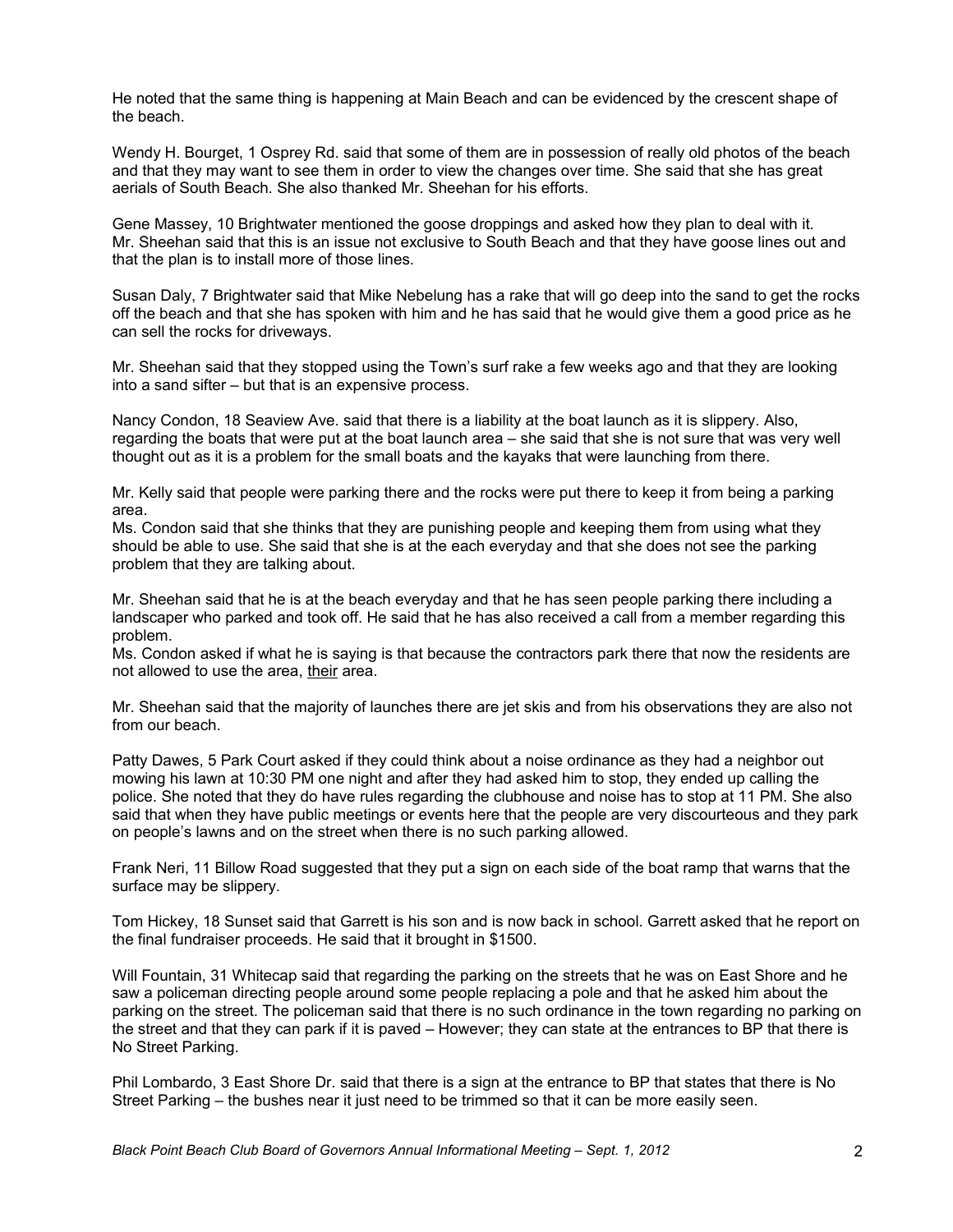He noted that the same thing is happening at Main Beach and can be evidenced by the crescent shape of the beach.

Wendy H. Bourget, 1 Osprey Rd. said that some of them are in possession of really old photos of the beach and that they may want to see them in order to view the changes over time. She said that she has great aerials of South Beach. She also thanked Mr. Sheehan for his efforts.

Gene Massey, 10 Brightwater mentioned the goose droppings and asked how they plan to deal with it. Mr. Sheehan said that this is an issue not exclusive to South Beach and that they have goose lines out and that the plan is to install more of those lines.

Susan Daly, 7 Brightwater said that Mike Nebelung has a rake that will go deep into the sand to get the rocks off the beach and that she has spoken with him and he has said that he would give them a good price as he can sell the rocks for driveways.

Mr. Sheehan said that they stopped using the Town's surf rake a few weeks ago and that they are looking into a sand sifter – but that is an expensive process.

Nancy Condon, 18 Seaview Ave. said that there is a liability at the boat launch as it is slippery. Also, regarding the boats that were put at the boat launch area – she said that she is not sure that was very well thought out as it is a problem for the small boats and the kayaks that were launching from there.

Mr. Kelly said that people were parking there and the rocks were put there to keep it from being a parking area.
Ms. Condon said that she thinks that they are punishing people and keeping them from using what they should be able to use. She said that she is at the each everyday and that she does not see the parking problem that they are talking about.

Mr. Sheehan said that he is at the beach everyday and that he has seen people parking there including a landscaper who parked and took off. He said that he has also received a call from a member regarding this problem.
Ms. Condon asked if what he is saying is that because the contractors park there that now the residents are not allowed to use the area, <u>their</u> area.

Mr. Sheehan said that the majority of launches there are jet skis and from his observations they are also not from our beach.

Patty Dawes, 5 Park Court asked if they could think about a noise ordinance as they had a neighbor out mowing his lawn at 10:30 PM one night and after they had asked him to stop, they ended up calling the police. She noted that they do have rules regarding the clubhouse and noise has to stop at 11 PM. She also said that when they have public meetings or events here that the people are very discourteous and they park on people's lawns and on the street when there is no such parking allowed.

Frank Neri, 11 Billow Road suggested that they put a sign on each side of the boat ramp that warns that the surface may be slippery.

Tom Hickey, 18 Sunset said that Garrett is his son and is now back in school. Garrett asked that he report on the final fundraiser proceeds. He said that it brought in $1500.

Will Fountain, 31 Whitecap said that regarding the parking on the streets that he was on East Shore and he saw a policeman directing people around some people replacing a pole and that he asked him about the parking on the street. The policeman said that there is no such ordinance in the town regarding no parking on the street and that they can park if it is paved – However; they can state at the entrances to BP that there is No Street Parking.

Phil Lombardo, 3 East Shore Dr. said that there is a sign at the entrance to BP that states that there is No Street Parking – the bushes near it just need to be trimmed so that it can be more easily seen.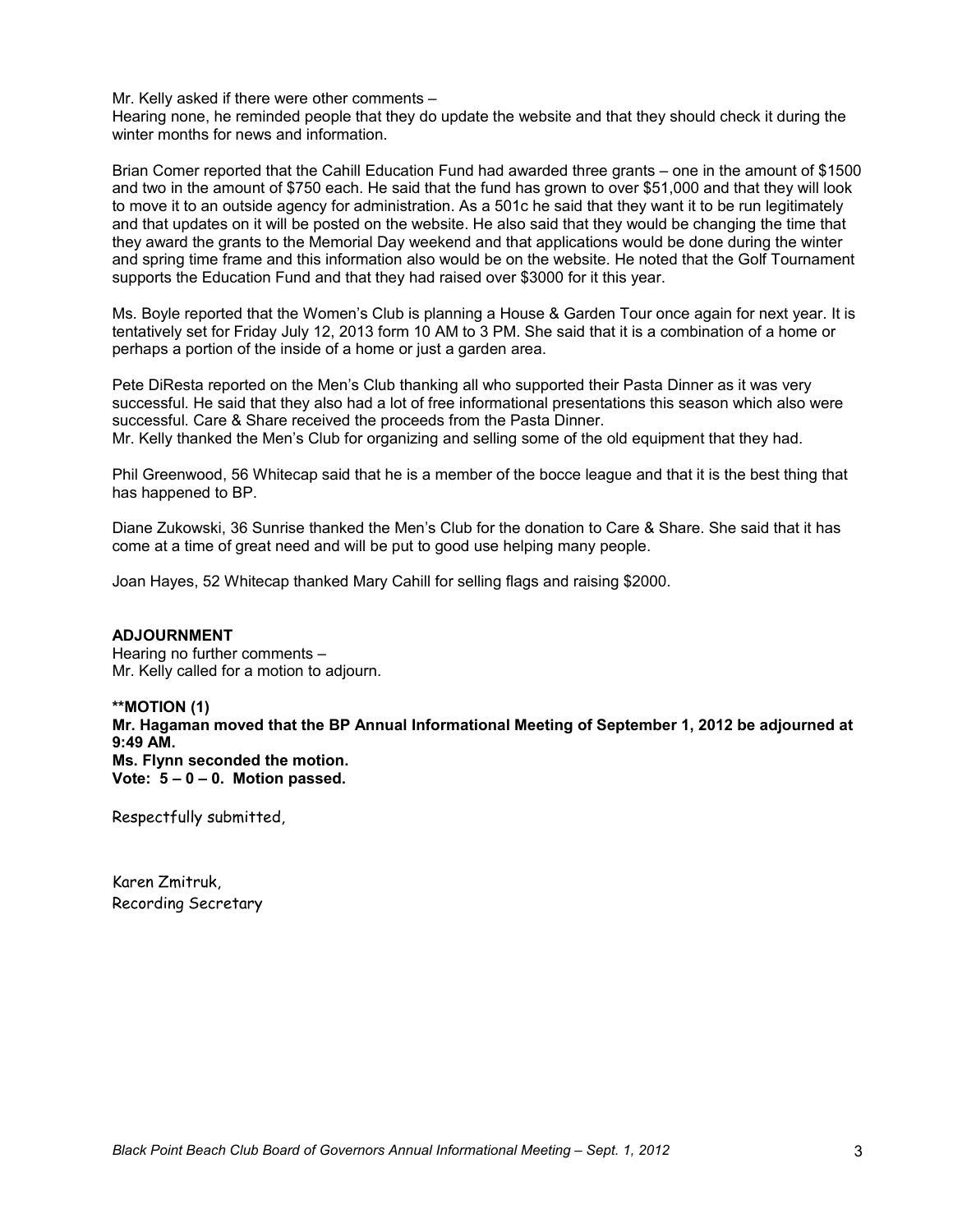Mr. Kelly asked if there were other comments –
Hearing none, he reminded people that they do update the website and that they should check it during the winter months for news and information.

Brian Comer reported that the Cahill Education Fund had awarded three grants – one in the amount of $1500 and two in the amount of $750 each. He said that the fund has grown to over $51,000 and that they will look to move it to an outside agency for administration. As a 501c he said that they want it to be run legitimately and that updates on it will be posted on the website. He also said that they would be changing the time that they award the grants to the Memorial Day weekend and that applications would be done during the winter and spring time frame and this information also would be on the website. He noted that the Golf Tournament supports the Education Fund and that they had raised over $3000 for it this year.

Ms. Boyle reported that the Women's Club is planning a House & Garden Tour once again for next year. It is tentatively set for Friday July 12, 2013 form 10 AM to 3 PM. She said that it is a combination of a home or perhaps a portion of the inside of a home or just a garden area.

Pete DiResta reported on the Men's Club thanking all who supported their Pasta Dinner as it was very successful. He said that they also had a lot of free informational presentations this season which also were successful. Care & Share received the proceeds from the Pasta Dinner.
Mr. Kelly thanked the Men's Club for organizing and selling some of the old equipment that they had.

Phil Greenwood, 56 Whitecap said that he is a member of the bocce league and that it is the best thing that has happened to BP.

Diane Zukowski, 36 Sunrise thanked the Men's Club for the donation to Care & Share. She said that it has come at a time of great need and will be put to good use helping many people.

Joan Hayes, 52 Whitecap thanked Mary Cahill for selling flags and raising $2000.

**ADJOURNMENT**
Hearing no further comments –
Mr. Kelly called for a motion to adjourn.

**\*\*MOTION (1)**
**Mr. Hagaman moved that the BP Annual Informational Meeting of September 1, 2012 be adjourned at 9:49 AM.**
**Ms. Flynn seconded the motion.**
**Vote: 5 – 0 – 0. Motion passed.**

Respectfully submitted,

Karen Zmitruk,
Recording Secretary